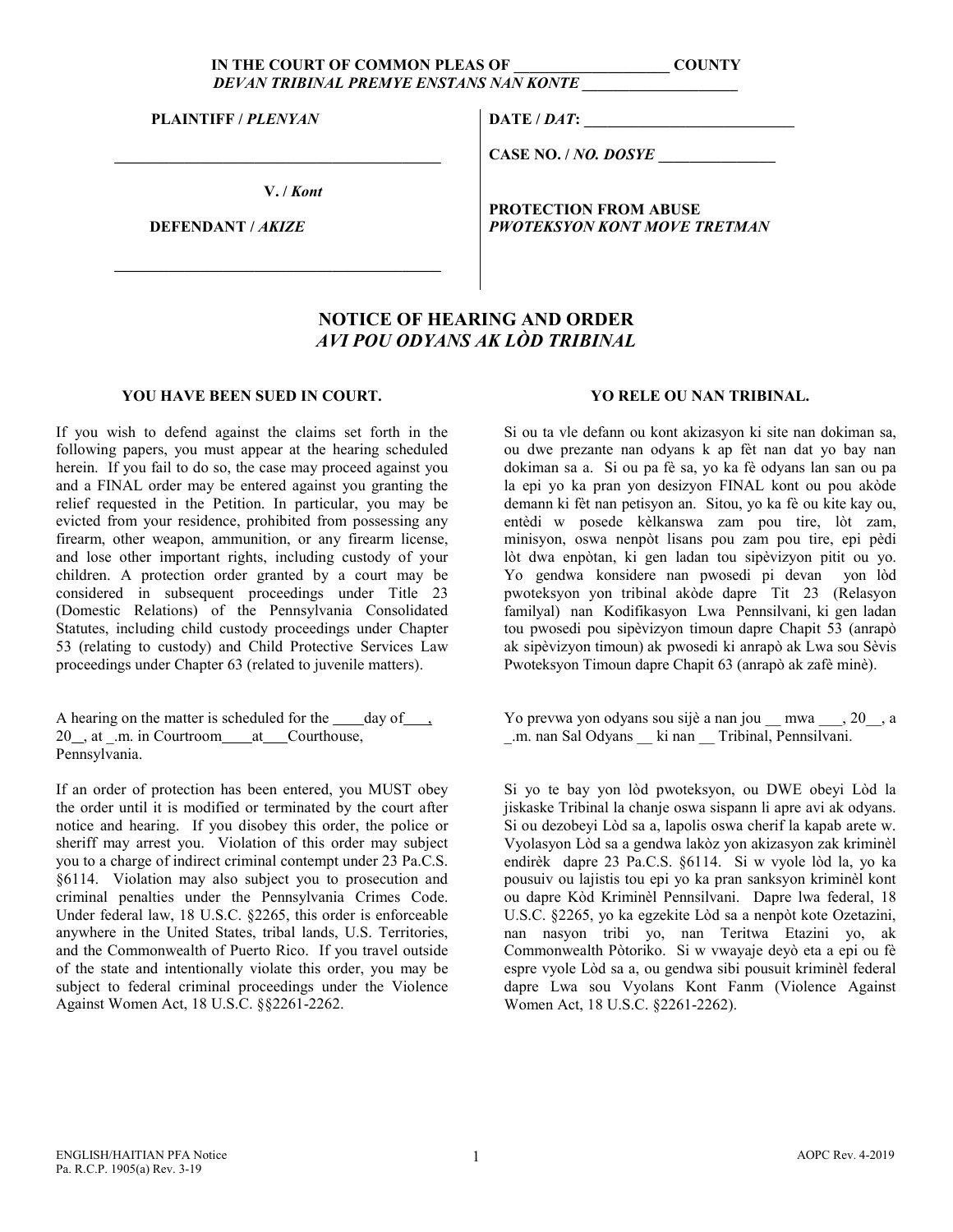**IN THE COURT OF COMMON PLEAS OF ____________________ COUNTY**
***DEVAN TRIBINAL PREMYE ENSTANS NAN KONTE ____________________***

| | |
|---|---|
| **PLAINTIFF / *PLENYAN*** | **DATE / *DAT*: ____________________________** |
| ____________________________________________ | **CASE NO. / *NO. DOSYE* _______________** |
| **V. / *Kont*** | |
| **DEFENDANT / *AKIZE*** | **PROTECTION FROM ABUSE** ***PWOTEKSYON KONT MOVE TRETMAN*** |
| ____________________________________________ | |

# NOTICE OF HEARING AND ORDER
## *AVI POU ODYANS AK LÒD TRIBINAL*

### YOU HAVE BEEN SUED IN COURT.

If you wish to defend against the claims set forth in the following papers, you must appear at the hearing scheduled herein. If you fail to do so, the case may proceed against you and a FINAL order may be entered against you granting the relief requested in the Petition. In particular, you may be evicted from your residence, prohibited from possessing any firearm, other weapon, ammunition, or any firearm license, and lose other important rights, including custody of your children. A protection order granted by a court may be considered in subsequent proceedings under Title 23 (Domestic Relations) of the Pennsylvania Consolidated Statutes, including child custody proceedings under Chapter 53 (relating to custody) and Child Protective Services Law proceedings under Chapter 63 (related to juvenile matters).

A hearing on the matter is scheduled for the ____day of___, 20__, at _.m. in Courtroom____at___Courthouse, Pennsylvania.

If an order of protection has been entered, you MUST obey the order until it is modified or terminated by the court after notice and hearing. If you disobey this order, the police or sheriff may arrest you. Violation of this order may subject you to a charge of indirect criminal contempt under 23 Pa.C.S. §6114. Violation may also subject you to prosecution and criminal penalties under the Pennsylvania Crimes Code. Under federal law, 18 U.S.C. §2265, this order is enforceable anywhere in the United States, tribal lands, U.S. Territories, and the Commonwealth of Puerto Rico. If you travel outside of the state and intentionally violate this order, you may be subject to federal criminal proceedings under the Violence Against Women Act, 18 U.S.C. §§2261-2262.

### YO RELE OU NAN TRIBINAL.

Si ou ta vle defann ou kont akizasyon ki site nan dokiman sa, ou dwe prezante nan odyans k ap fèt nan dat yo bay nan dokiman sa a. Si ou pa fè sa, yo ka fè odyans lan san ou pa la epi yo ka pran yon desizyon FINAL kont ou pou akòde demann ki fèt nan petisyon an. Sitou, yo ka fè ou kite kay ou, entèdi w posede kèlkanswa zam pou tire, lòt zam, minisyon, oswa nenpòt lisans pou zam pou tire, epi pèdi lòt dwa enpòtan, ki gen ladan tou sipèvizyon pitit ou yo. Yo gendwa konsidere nan pwosedi pi devan yon lòd pwoteksyon yon tribinal akòde dapre Tit 23 (Relasyon familyal) nan Kodifikasyon Lwa Pennsilvani, ki gen ladan tou pwosedi pou sipèvizyon timoun dapre Chapit 53 (anrapò ak sipèvizyon timoun) ak pwosedi ki anrapò ak Lwa sou Sèvis Pwoteksyon Timoun dapre Chapit 63 (anrapò ak zafè minè).

Yo prevwa yon odyans sou sijè a nan jou __ mwa ___, 20__, a _.m. nan Sal Odyans __ ki nan __ Tribinal, Pennsilvani.

Si yo te bay yon lòd pwoteksyon, ou DWE obeyi Lòd la jiskaske Tribinal la chanje oswa sispann li apre avi ak odyans. Si ou dezobeyi Lòd sa a, lapolis oswa cherif la kapab arete w. Vyolasyon Lòd sa a gendwa lakòz yon akizasyon zak kriminèl endirèk dapre 23 Pa.C.S. §6114. Si w vyole lòd la, yo ka pousuiv ou lajistis tou epi yo ka pran sanksyon kriminèl kont ou dapre Kòd Kriminèl Pennsilvani. Dapre lwa federal, 18 U.S.C. §2265, yo ka egzekite Lòd sa a nenpòt kote Ozetazini, nan nasyon tribi yo, nan Teritwa Etazini yo, ak Commonwealth Pòtoriko. Si w vwayaje deyò eta a epi ou fè espre vyole Lòd sa a, ou gendwa sibi pousuit kriminèl federal dapre Lwa sou Vyolans Kont Fanm (Violence Against Women Act, 18 U.S.C. §2261-2262).

ENGLISH/HAITIAN PFA Notice
Pa. R.C.P. 1905(a) Rev. 3-19

AOPC Rev. 4-2019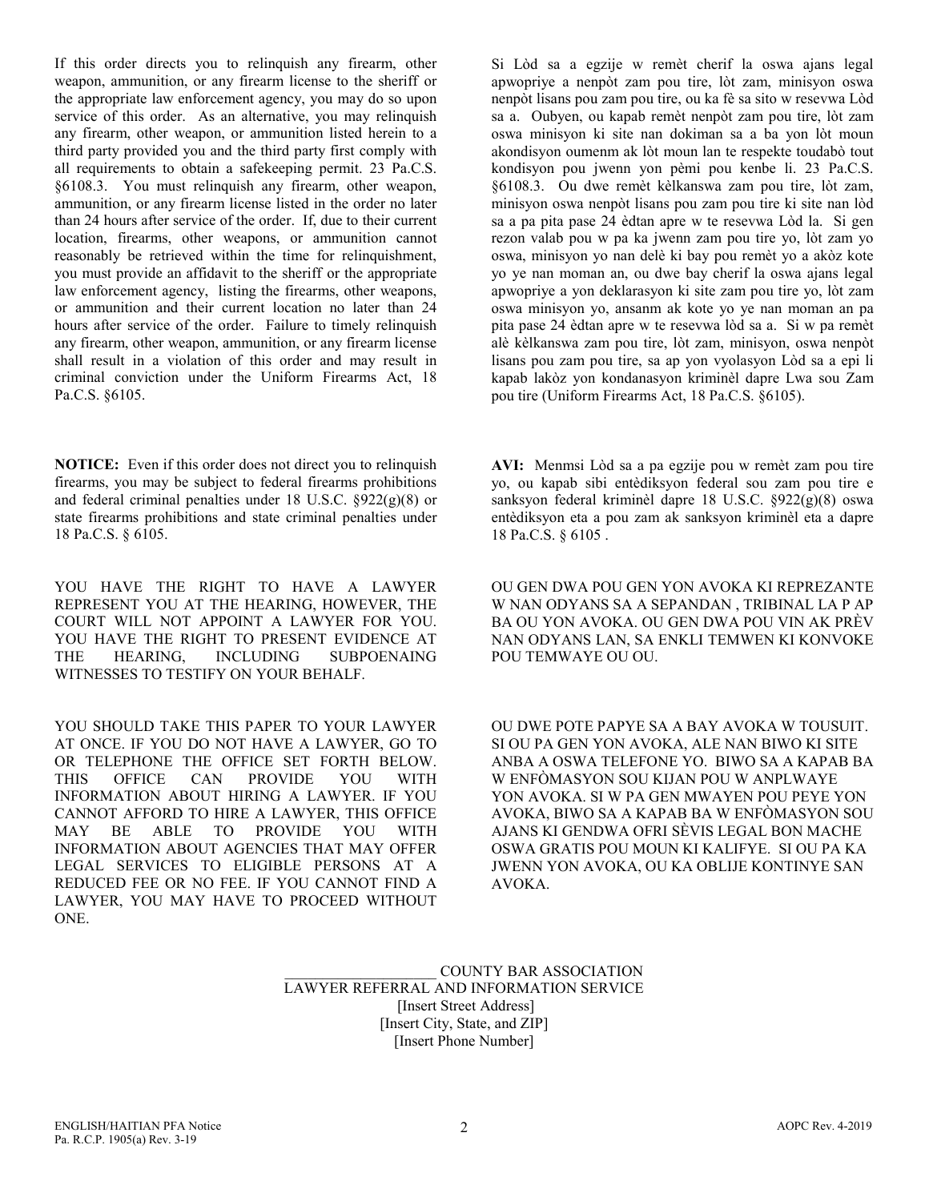If this order directs you to relinquish any firearm, other weapon, ammunition, or any firearm license to the sheriff or the appropriate law enforcement agency, you may do so upon service of this order. As an alternative, you may relinquish any firearm, other weapon, or ammunition listed herein to a third party provided you and the third party first comply with all requirements to obtain a safekeeping permit. 23 Pa.C.S. §6108.3. You must relinquish any firearm, other weapon, ammunition, or any firearm license listed in the order no later than 24 hours after service of the order. If, due to their current location, firearms, other weapons, or ammunition cannot reasonably be retrieved within the time for relinquishment, you must provide an affidavit to the sheriff or the appropriate law enforcement agency, listing the firearms, other weapons, or ammunition and their current location no later than 24 hours after service of the order. Failure to timely relinquish any firearm, other weapon, ammunition, or any firearm license shall result in a violation of this order and may result in criminal conviction under the Uniform Firearms Act, 18 Pa.C.S. §6105.

Si Lòd sa a egzije w remèt cherif la oswa ajans legal apwopriye a nenpòt zam pou tire, lòt zam, minisyon oswa nenpòt lisans pou zam pou tire, ou ka fè sa sito w resevwa Lòd sa a. Oubyen, ou kapab remèt nenpòt zam pou tire, lòt zam oswa minisyon ki site nan dokiman sa a ba yon lòt moun akondisyon oumenm ak lòt moun lan te respekte toudabò tout kondisyon pou jwenn yon pèmi pou kenbe li. 23 Pa.C.S. §6108.3. Ou dwe remèt kèlkanswa zam pou tire, lòt zam, minisyon oswa nenpòt lisans pou zam pou tire ki site nan lòd sa a pa pita pase 24 èdtan apre w te resevwa Lòd la. Si gen rezon valab pou w pa ka jwenn zam pou tire yo, lòt zam yo oswa, minisyon yo nan delè ki bay pou remèt yo a akòz kote yo ye nan moman an, ou dwe bay cherif la oswa ajans legal apwopriye a yon deklarasyon ki site zam pou tire yo, lòt zam oswa minisyon yo, ansanm ak kote yo ye nan moman an pa pita pase 24 èdtan apre w te resevwa lòd sa a. Si w pa remèt alè kèlkanswa zam pou tire, lòt zam, minisyon, oswa nenpòt lisans pou zam pou tire, sa ap yon vyolasyon Lòd sa a epi li kapab lakòz yon kondanasyon kriminèl dapre Lwa sou Zam pou tire (Uniform Firearms Act, 18 Pa.C.S. §6105).

**NOTICE:** Even if this order does not direct you to relinquish firearms, you may be subject to federal firearms prohibitions and federal criminal penalties under 18 U.S.C. §922(g)(8) or state firearms prohibitions and state criminal penalties under 18 Pa.C.S. § 6105.

**AVI:** Menmsi Lòd sa a pa egzije pou w remèt zam pou tire yo, ou kapab sibi entèdiksyon federal sou zam pou tire e sanksyon federal kriminèl dapre 18 U.S.C. §922(g)(8) oswa entèdiksyon eta a pou zam ak sanksyon kriminèl eta a dapre 18 Pa.C.S. § 6105 .

YOU HAVE THE RIGHT TO HAVE A LAWYER REPRESENT YOU AT THE HEARING, HOWEVER, THE COURT WILL NOT APPOINT A LAWYER FOR YOU. YOU HAVE THE RIGHT TO PRESENT EVIDENCE AT THE HEARING, INCLUDING SUBPOENAING WITNESSES TO TESTIFY ON YOUR BEHALF.

OU GEN DWA POU GEN YON AVOKA KI REPREZANTE W NAN ODYANS SA A SEPANDAN , TRIBINAL LA P AP BA OU YON AVOKA. OU GEN DWA POU VIN AK PRÈV NAN ODYANS LAN, SA ENKLI TEMWEN KI KONVOKE POU TEMWAYE OU OU.

YOU SHOULD TAKE THIS PAPER TO YOUR LAWYER AT ONCE. IF YOU DO NOT HAVE A LAWYER, GO TO OR TELEPHONE THE OFFICE SET FORTH BELOW. THIS OFFICE CAN PROVIDE YOU WITH INFORMATION ABOUT HIRING A LAWYER. IF YOU CANNOT AFFORD TO HIRE A LAWYER, THIS OFFICE MAY BE ABLE TO PROVIDE YOU WITH INFORMATION ABOUT AGENCIES THAT MAY OFFER LEGAL SERVICES TO ELIGIBLE PERSONS AT A REDUCED FEE OR NO FEE. IF YOU CANNOT FIND A LAWYER, YOU MAY HAVE TO PROCEED WITHOUT ONE.

OU DWE POTE PAPYE SA A BAY AVOKA W TOUSUIT. SI OU PA GEN YON AVOKA, ALE NAN BIWO KI SITE ANBA A OSWA TELEFONE YO. BIWO SA A KAPAB BA W ENFÒMASYON SOU KIJAN POU W ANPLWAYE YON AVOKA. SI W PA GEN MWAYEN POU PEYE YON AVOKA, BIWO SA A KAPAB BA W ENFÒMASYON SOU AJANS KI GENDWA OFRI SÈVIS LEGAL BON MACHE OSWA GRATIS POU MOUN KI KALIFYE. SI OU PA KA JWENN YON AVOKA, OU KA OBLIJE KONTINYE SAN AVOKA.

____________________ COUNTY BAR ASSOCIATION
LAWYER REFERRAL AND INFORMATION SERVICE
[Insert Street Address]
[Insert City, State, and ZIP]
[Insert Phone Number]

ENGLISH/HAITIAN PFA Notice
Pa. R.C.P. 1905(a) Rev. 3-19

AOPC Rev. 4-2019